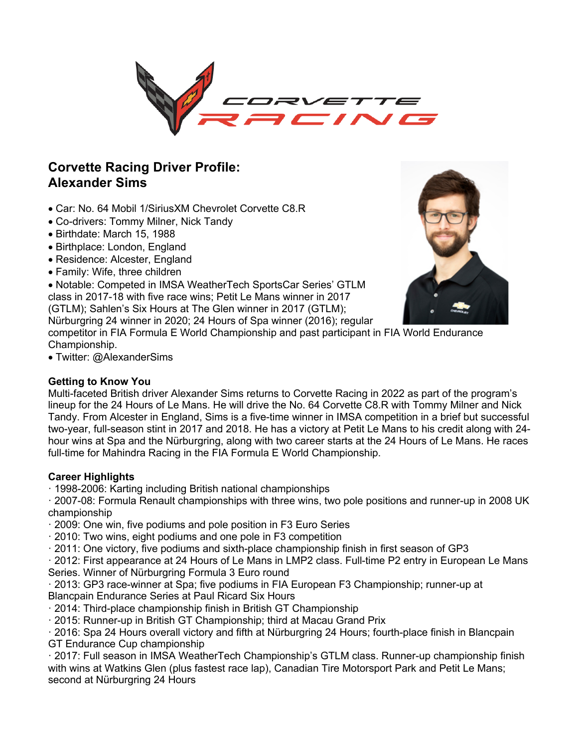# Corvette Racing Driver Profile:
# Alexander Sims

- Car: No. 64 Mobil 1/SiriusXM Chevrolet Corvette C8.R
- Co-drivers: Tommy Milner, Nick Tandy
- Birthdate: March 15, 1988
- Birthplace: London, England
- Residence: Alcester, England
- Family: Wife, three children
- Notable: Competed in IMSA WeatherTech SportsCar Series' GTLM class in 2017-18 with five race wins; Petit Le Mans winner in 2017 (GTLM); Sahlen's Six Hours at The Glen winner in 2017 (GTLM); Nürburgring 24 winner in 2020; 24 Hours of Spa winner (2016); regular competitor in FIA Formula E World Championship and past participant in FIA World Endurance Championship.
- Twitter: @AlexanderSims

## Getting to Know You

Multi-faceted British driver Alexander Sims returns to Corvette Racing in 2022 as part of the program's lineup for the 24 Hours of Le Mans. He will drive the No. 64 Corvette C8.R with Tommy Milner and Nick Tandy. From Alcester in England, Sims is a five-time winner in IMSA competition in a brief but successful two-year, full-season stint in 2017 and 2018. He has a victory at Petit Le Mans to his credit along with 24-hour wins at Spa and the Nürburgring, along with two career starts at the 24 Hours of Le Mans. He races full-time for Mahindra Racing in the FIA Formula E World Championship.

## Career Highlights

- 1998-2006: Karting including British national championships
- 2007-08: Formula Renault championships with three wins, two pole positions and runner-up in 2008 UK championship
- 2009: One win, five podiums and pole position in F3 Euro Series
- 2010: Two wins, eight podiums and one pole in F3 competition
- 2011: One victory, five podiums and sixth-place championship finish in first season of GP3
- 2012: First appearance at 24 Hours of Le Mans in LMP2 class. Full-time P2 entry in European Le Mans Series. Winner of Nürburgring Formula 3 Euro round
- 2013: GP3 race-winner at Spa; five podiums in FIA European F3 Championship; runner-up at Blancpain Endurance Series at Paul Ricard Six Hours
- 2014: Third-place championship finish in British GT Championship
- 2015: Runner-up in British GT Championship; third at Macau Grand Prix
- 2016: Spa 24 Hours overall victory and fifth at Nürburgring 24 Hours; fourth-place finish in Blancpain GT Endurance Cup championship
- 2017: Full season in IMSA WeatherTech Championship's GTLM class. Runner-up championship finish with wins at Watkins Glen (plus fastest race lap), Canadian Tire Motorsport Park and Petit Le Mans; second at Nürburgring 24 Hours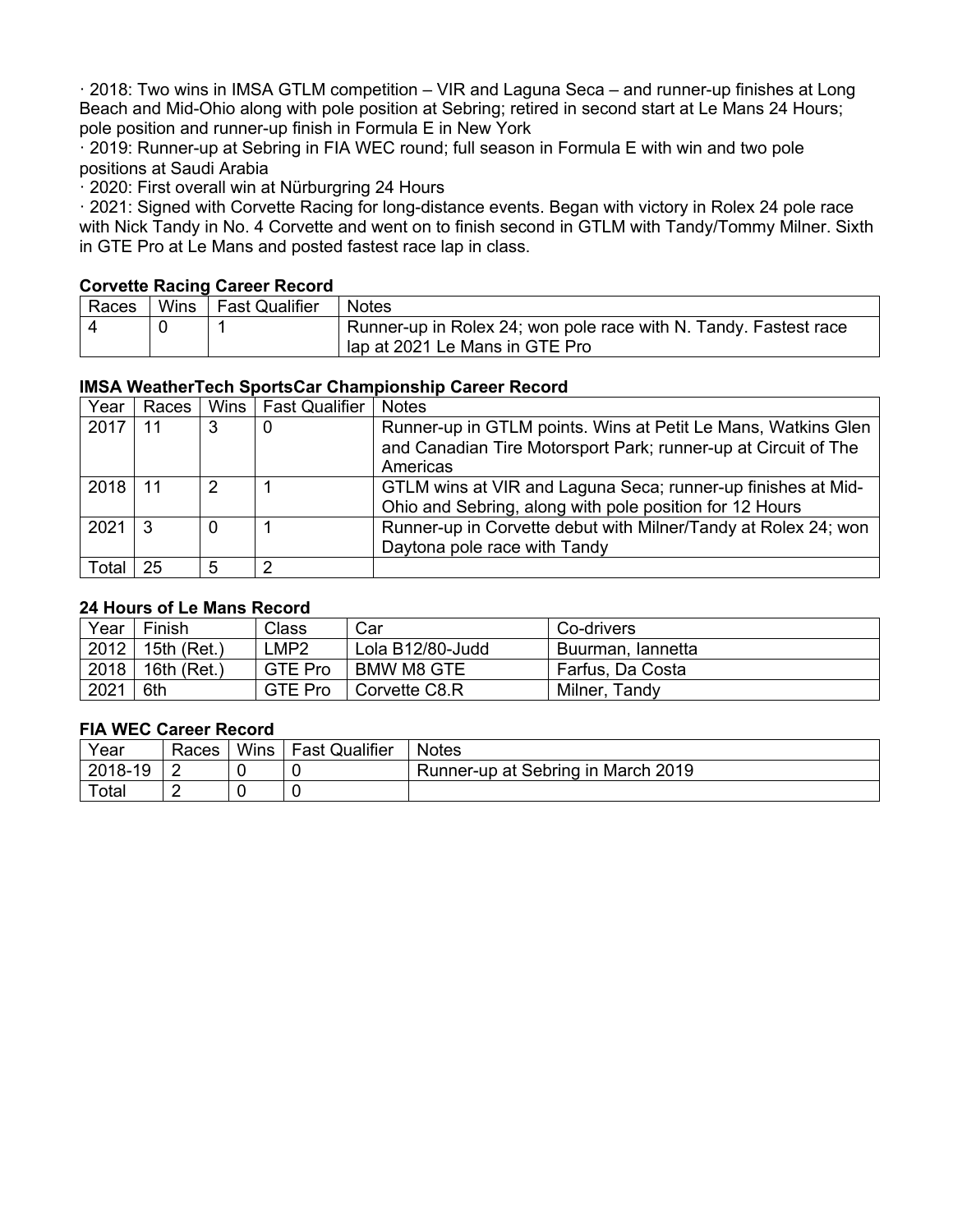· 2018: Two wins in IMSA GTLM competition – VIR and Laguna Seca – and runner-up finishes at Long Beach and Mid-Ohio along with pole position at Sebring; retired in second start at Le Mans 24 Hours; pole position and runner-up finish in Formula E in New York

· 2019: Runner-up at Sebring in FIA WEC round; full season in Formula E with win and two pole positions at Saudi Arabia

· 2020: First overall win at Nürburgring 24 Hours

· 2021: Signed with Corvette Racing for long-distance events. Began with victory in Rolex 24 pole race with Nick Tandy in No. 4 Corvette and went on to finish second in GTLM with Tandy/Tommy Milner. Sixth in GTE Pro at Le Mans and posted fastest race lap in class.

**Corvette Racing Career Record**

| Races | Wins | Fast Qualifier | Notes |
|---|---|---|---|
| 4 | 0 | 1 | Runner-up in Rolex 24; won pole race with N. Tandy. Fastest race lap at 2021 Le Mans in GTE Pro |

**IMSA WeatherTech SportsCar Championship Career Record**

| Year | Races | Wins | Fast Qualifier | Notes |
|---|---|---|---|---|
| 2017 | 11 | 3 | 0 | Runner-up in GTLM points. Wins at Petit Le Mans, Watkins Glen and Canadian Tire Motorsport Park; runner-up at Circuit of The Americas |
| 2018 | 11 | 2 | 1 | GTLM wins at VIR and Laguna Seca; runner-up finishes at Mid-Ohio and Sebring, along with pole position for 12 Hours |
| 2021 | 3 | 0 | 1 | Runner-up in Corvette debut with Milner/Tandy at Rolex 24; won Daytona pole race with Tandy |
| Total | 25 | 5 | 2 | |

**24 Hours of Le Mans Record**

| Year | Finish | Class | Car | Co-drivers |
|---|---|---|---|---|
| 2012 | 15th (Ret.) | LMP2 | Lola B12/80-Judd | Buurman, Iannetta |
| 2018 | 16th (Ret.) | GTE Pro | BMW M8 GTE | Farfus, Da Costa |
| 2021 | 6th | GTE Pro | Corvette C8.R | Milner, Tandy |

**FIA WEC Career Record**

| Year | Races | Wins | Fast Qualifier | Notes |
|---|---|---|---|---|
| 2018-19 | 2 | 0 | 0 | Runner-up at Sebring in March 2019 |
| Total | 2 | 0 | 0 | |